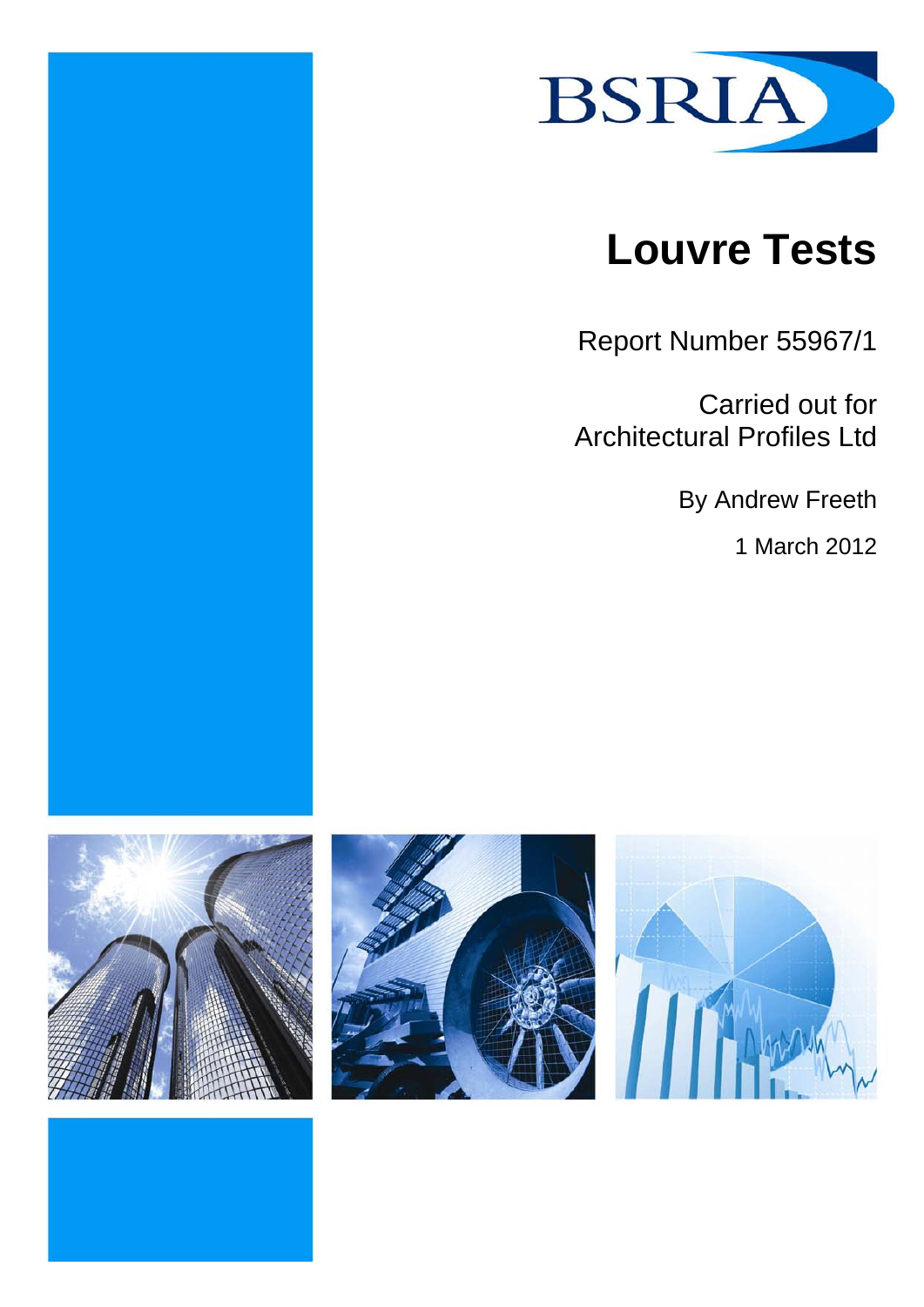BSRIA

# Louvre Tests

Report Number 55967/1

Carried out for
Architectural Profiles Ltd

By Andrew Freeth

1 March 2012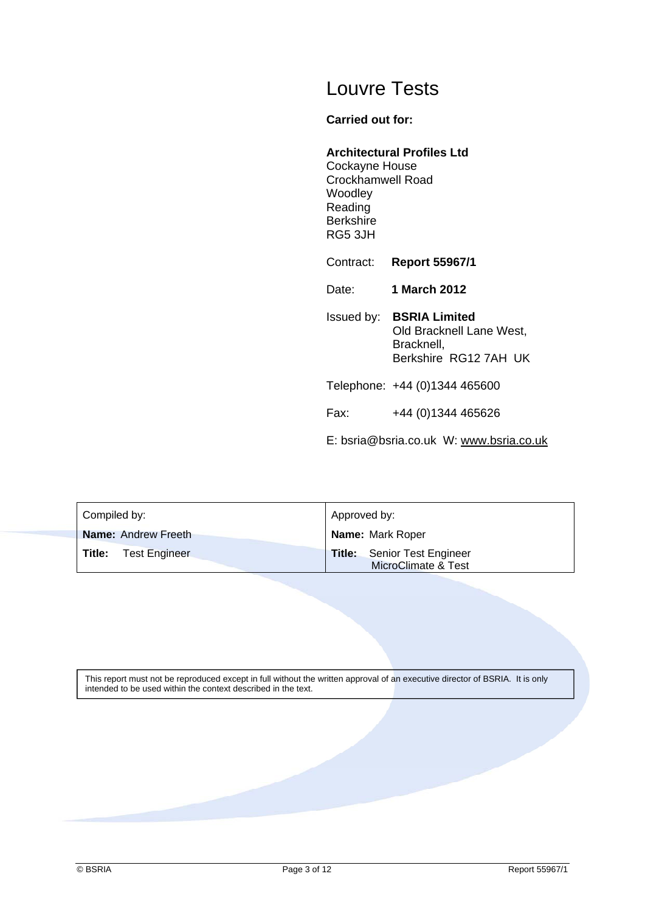# Louvre Tests

**Carried out for:**

**Architectural Profiles Ltd**
Cockayne House
Crockhamwell Road
Woodley
Reading
Berkshire
RG5 3JH

Contract: **Report 55967/1**

Date: **1 March 2012**

Issued by: **BSRIA Limited**
Old Bracknell Lane West,
Bracknell,
Berkshire RG12 7AH UK

Telephone: +44 (0)1344 465600

Fax: +44 (0)1344 465626

E: bsria@bsria.co.uk W: www.bsria.co.uk

| Compiled by: | Approved by: |
|---|---|
| **Name:** Andrew Freeth | **Name:** Mark Roper |
| **Title:** Test Engineer | **Title:** Senior Test Engineer MicroClimate & Test |

This report must not be reproduced except in full without the written approval of an executive director of BSRIA. It is only intended to be used within the context described in the text.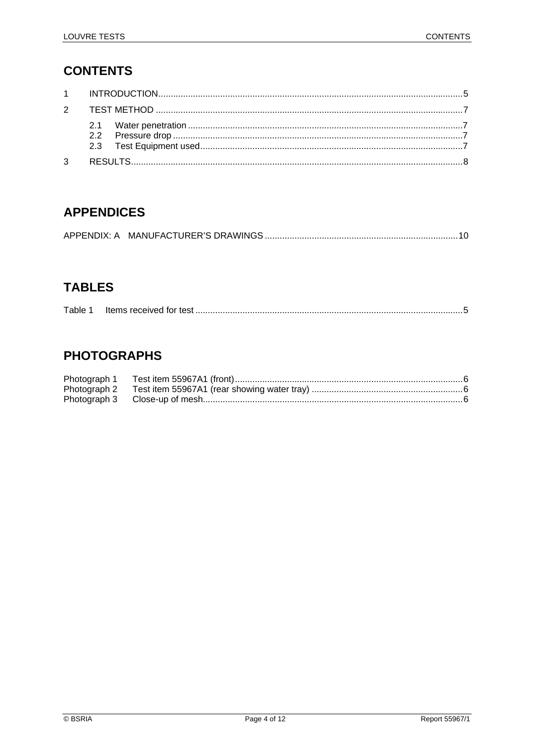## CONTENTS

1 INTRODUCTION .......... 5

2 TEST METHOD .......... 7

  2.1 Water penetration .......... 7
  2.2 Pressure drop .......... 7
  2.3 Test Equipment used .......... 7

3 RESULTS .......... 8

## APPENDICES

APPENDIX: A MANUFACTURER'S DRAWINGS .......... 10

## TABLES

Table 1 Items received for test .......... 5

## PHOTOGRAPHS

Photograph 1 Test item 55967A1 (front) .......... 6
Photograph 2 Test item 55967A1 (rear showing water tray) .......... 6
Photograph 3 Close-up of mesh .......... 6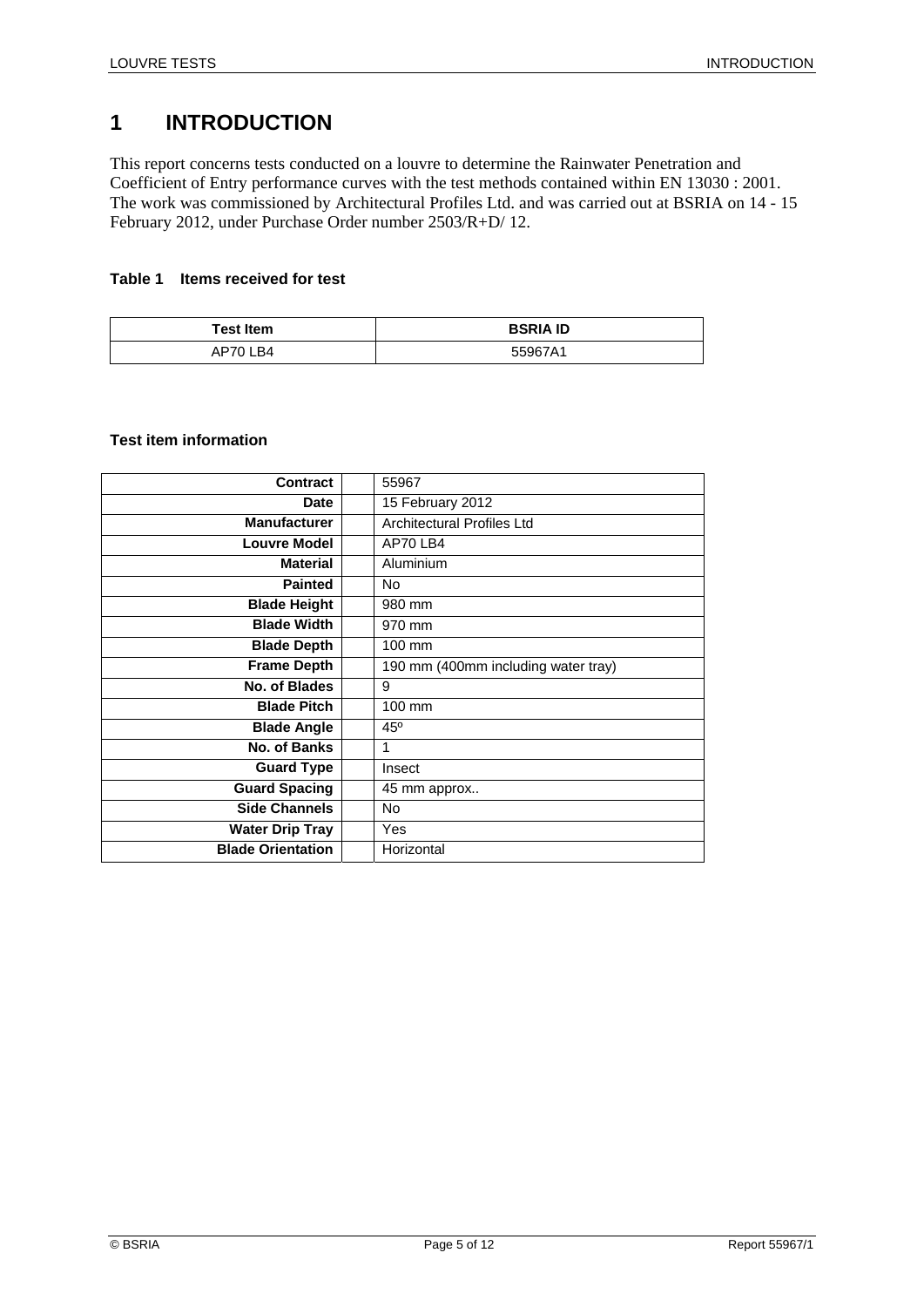# 1 INTRODUCTION

This report concerns tests conducted on a louvre to determine the Rainwater Penetration and Coefficient of Entry performance curves with the test methods contained within EN 13030 : 2001. The work was commissioned by Architectural Profiles Ltd. and was carried out at BSRIA on 14 - 15 February 2012, under Purchase Order number 2503/R+D/ 12.

**Table 1 Items received for test**

| Test Item | BSRIA ID |
|---|---|
| AP70 LB4 | 55967A1 |

**Test item information**

| | | |
|---|---|---|
| **Contract** | | 55967 |
| **Date** | | 15 February 2012 |
| **Manufacturer** | | Architectural Profiles Ltd |
| **Louvre Model** | | AP70 LB4 |
| **Material** | | Aluminium |
| **Painted** | | No |
| **Blade Height** | | 980 mm |
| **Blade Width** | | 970 mm |
| **Blade Depth** | | 100 mm |
| **Frame Depth** | | 190 mm (400mm including water tray) |
| **No. of Blades** | | 9 |
| **Blade Pitch** | | 100 mm |
| **Blade Angle** | | 45º |
| **No. of Banks** | | 1 |
| **Guard Type** | | Insect |
| **Guard Spacing** | | 45 mm approx.. |
| **Side Channels** | | No |
| **Water Drip Tray** | | Yes |
| **Blade Orientation** | | Horizontal |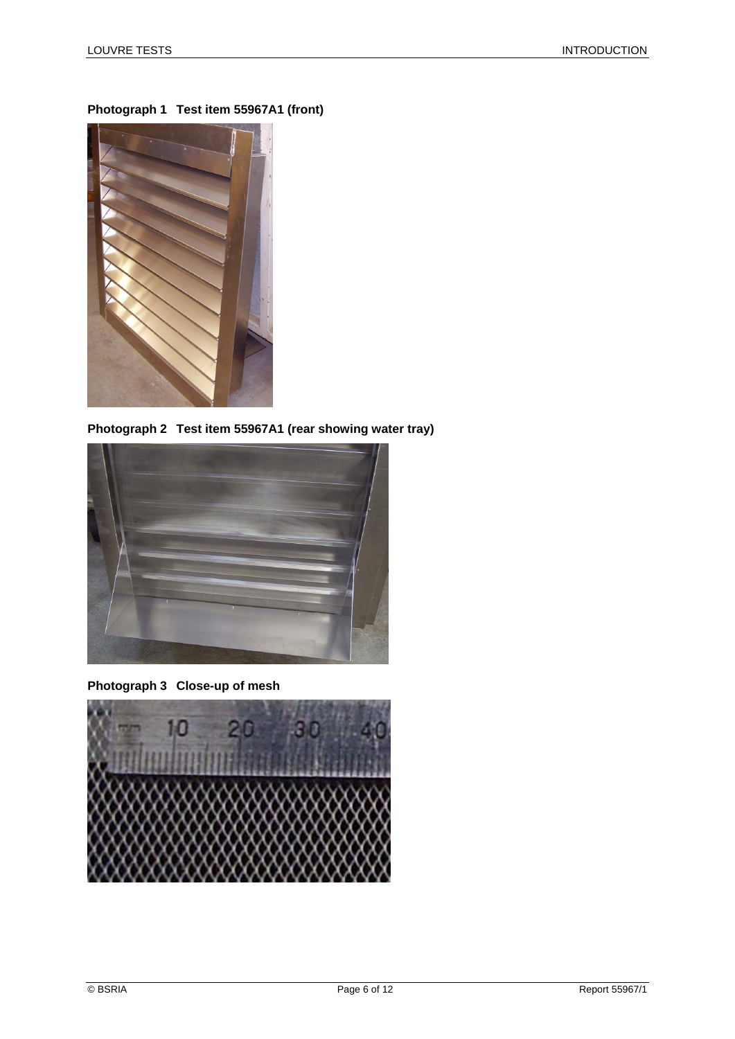**Photograph 1 Test item 55967A1 (front)**

**Photograph 2 Test item 55967A1 (rear showing water tray)**

**Photograph 3 Close-up of mesh**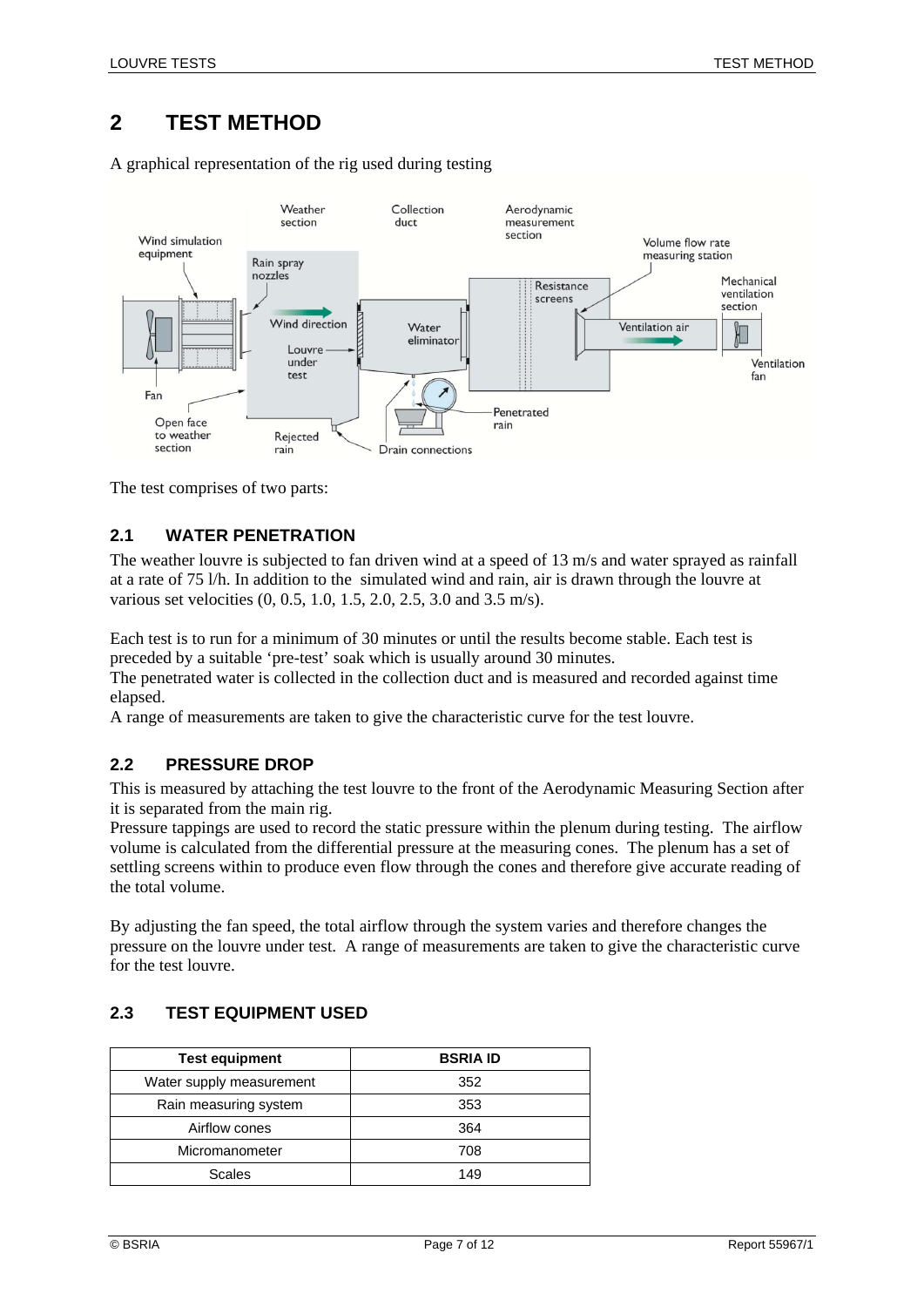# 2 TEST METHOD

A graphical representation of the rig used during testing

The test comprises of two parts:

## 2.1 WATER PENETRATION

The weather louvre is subjected to fan driven wind at a speed of 13 m/s and water sprayed as rainfall at a rate of 75 l/h. In addition to the simulated wind and rain, air is drawn through the louvre at various set velocities (0, 0.5, 1.0, 1.5, 2.0, 2.5, 3.0 and 3.5 m/s).

Each test is to run for a minimum of 30 minutes or until the results become stable. Each test is preceded by a suitable 'pre-test' soak which is usually around 30 minutes.
The penetrated water is collected in the collection duct and is measured and recorded against time elapsed.
A range of measurements are taken to give the characteristic curve for the test louvre.

## 2.2 PRESSURE DROP

This is measured by attaching the test louvre to the front of the Aerodynamic Measuring Section after it is separated from the main rig.
Pressure tappings are used to record the static pressure within the plenum during testing. The airflow volume is calculated from the differential pressure at the measuring cones. The plenum has a set of settling screens within to produce even flow through the cones and therefore give accurate reading of the total volume.

By adjusting the fan speed, the total airflow through the system varies and therefore changes the pressure on the louvre under test. A range of measurements are taken to give the characteristic curve for the test louvre.

## 2.3 TEST EQUIPMENT USED

| Test equipment | BSRIA ID |
| --- | --- |
| Water supply measurement | 352 |
| Rain measuring system | 353 |
| Airflow cones | 364 |
| Micromanometer | 708 |
| Scales | 149 |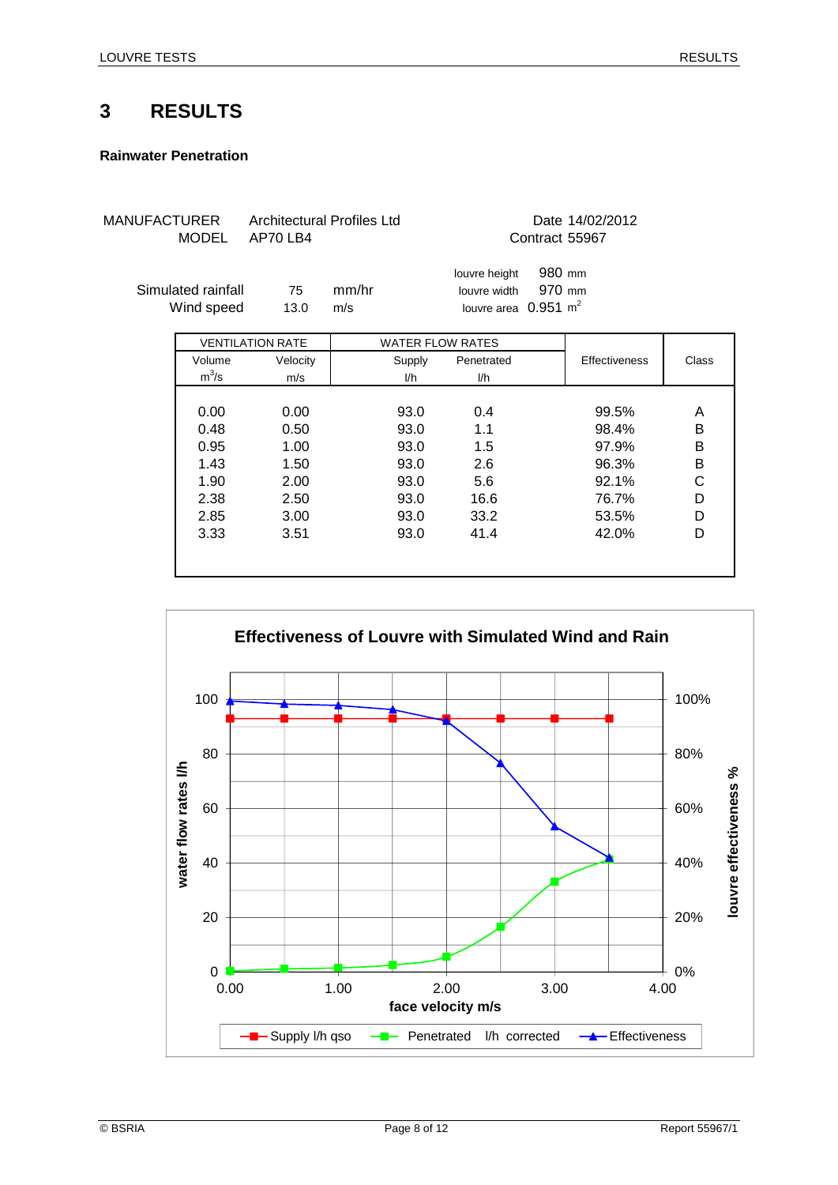# 3 RESULTS

**Rainwater Penetration**

MANUFACTURER Architectural Profiles Ltd
MODEL AP70 LB4

Date 14/02/2012
Contract 55967

Simulated rainfall 75 mm/hr
Wind speed 13.0 m/s

louvre height 980 mm
louvre width 970 mm
louvre area 0.951 $m^2$

| VENTILATION RATE | | WATER FLOW RATES | | Effectiveness | Class |
|---|---|---|---|---|---|
| Volume $m^3/s$ | Velocity m/s | Supply l/h | Penetrated l/h | | |
| 0.00 | 0.00 | 93.0 | 0.4 | 99.5% | A |
| 0.48 | 0.50 | 93.0 | 1.1 | 98.4% | B |
| 0.95 | 1.00 | 93.0 | 1.5 | 97.9% | B |
| 1.43 | 1.50 | 93.0 | 2.6 | 96.3% | B |
| 1.90 | 2.00 | 93.0 | 5.6 | 92.1% | C |
| 2.38 | 2.50 | 93.0 | 16.6 | 76.7% | D |
| 2.85 | 3.00 | 93.0 | 33.2 | 53.5% | D |
| 3.33 | 3.51 | 93.0 | 41.4 | 42.0% | D |

**Effectiveness of Louvre with Simulated Wind and Rain**

Legend: Supply l/h qso; Penetrated l/h corrected; Effectiveness

x-axis: face velocity m/s; left axis: water flow rates l/h; right axis: louvre effectiveness %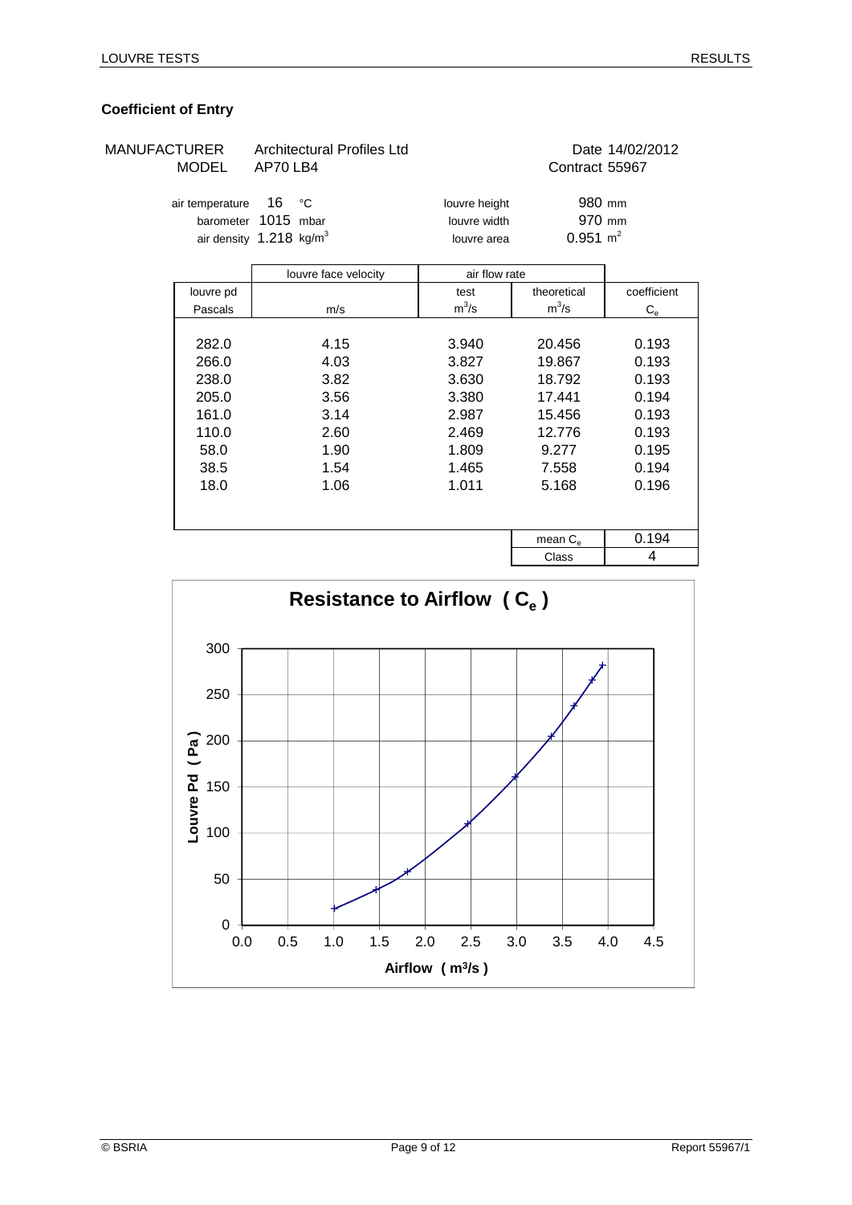## Coefficient of Entry

MANUFACTURER Architectural Profiles Ltd Date 14/02/2012
MODEL AP70 LB4 Contract 55967

air temperature 16 °C
barometer 1015 mbar
air density 1.218 kg/m³

louvre height 980 mm
louvre width 970 mm
louvre area 0.951 m²

| louvre pd | louvre face velocity | air flow rate | | coefficient |
|---|---|---|---|---|
| Pascals | m/s | test $m^3/s$ | theoretical $m^3/s$ | $C_e$ |
| 282.0 | 4.15 | 3.940 | 20.456 | 0.193 |
| 266.0 | 4.03 | 3.827 | 19.867 | 0.193 |
| 238.0 | 3.82 | 3.630 | 18.792 | 0.193 |
| 205.0 | 3.56 | 3.380 | 17.441 | 0.194 |
| 161.0 | 3.14 | 2.987 | 15.456 | 0.193 |
| 110.0 | 2.60 | 2.469 | 12.776 | 0.193 |
| 58.0 | 1.90 | 1.809 | 9.277 | 0.195 |
| 38.5 | 1.54 | 1.465 | 7.558 | 0.194 |
| 18.0 | 1.06 | 1.011 | 5.168 | 0.196 |
| | | | mean $C_e$ | 0.194 |
| | | | Class | 4 |

**Resistance to Airflow ( $C_e$ )**

Louvre Pd ( Pa ) vs Airflow ( m³/s )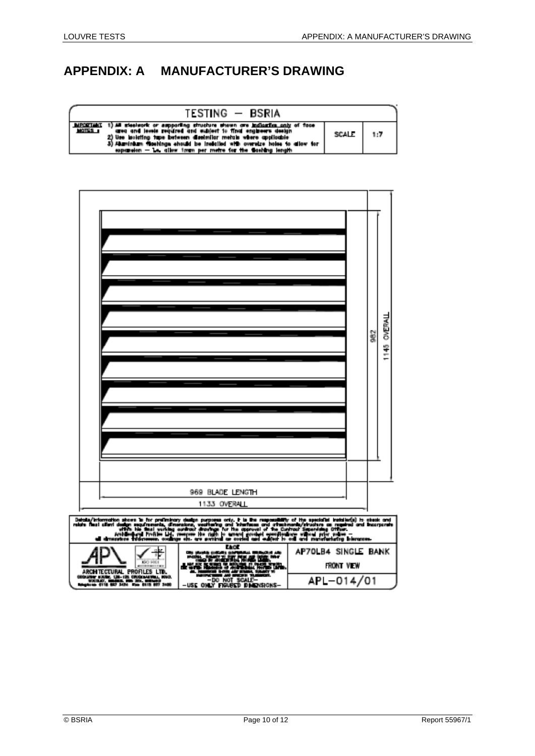# APPENDIX: A MANUFACTURER'S DRAWING

TESTING — BSRIA

| IMPORTANT NOTES : | 1) All steelwork or supporting structure shown are indicative only of face area and levels required and subject to final engineers design 2) Use isolating tape between dissimilar metals where applicable 3) Aluminium flashings should be installed with oversize holes to allow for expansion — i.e. allow 1mm per metre for the flashing length | SCALE | 1:7 |
|---|---|---|---|

982

1145 OVERALL

969 BLADE LENGTH

1133 OVERALL

Details/information shown is for preliminary design purposes only. It is the responsibility of the specialist installer(s) to check and relate final client design requirements, dimensions, weathering and interfaces and attachments/structure as required and incorporate within his final working contract drawings for the approval of the Contract Supervising Officer. Architectural Profiles Ltd. reserve the right to amend product specifications without prior notice — all dimensions thicknesses, coatings etc. are nominal or control and subject to mill and manufacturing tolerances.

ARCHITECTURAL PROFILES LTD.

—DO NOT SCALE—

—USE ONLY FIGURED DIMENSIONS—

AP70LB4 SINGLE BANK

FRONT VIEW

APL—014/01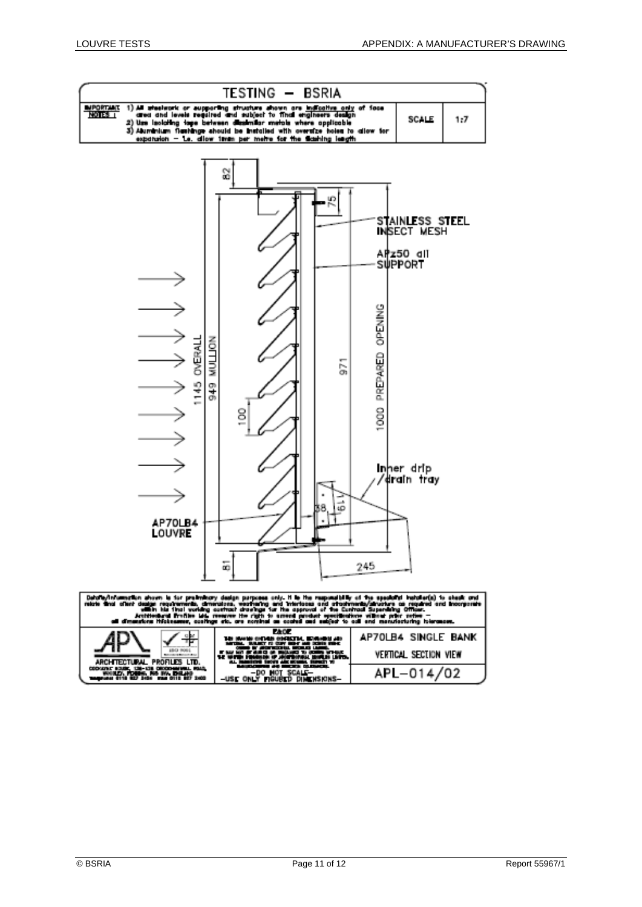# TESTING — BSRIA

| IMPORTANT NOTES : | 1) All steelwork or supporting structure shown are indicative only of face area and levels required and subject to final engineers design<br>2) Use isolating tape between dissimilar metals where applicable<br>3) Aluminium flashings should be installed with oversize holes to allow for expansion – i.e. allow 1mm per metre for the flashing length | SCALE | 1:7 |
|---|---|---|---|

82

75

STAINLESS STEEL INSECT MESH

APz50 all SUPPORT

1145 OVERALL

949 MULLION

971

1000 PREPARED OPENING

100

Inner drip /drain tray

38

119

AP70LB4 LOUVRE

81

245

Details/information shown is for preliminary design purposes only. It is the responsibility of the specialist installer(s) to check and relate final client design requirements, dimensions, weathering and interfaces and attachments/structure as required and incorporate within his final working contract drawings for the approval of the Contract Supervising Officer. Architectural Profiles Ltd. reserves the right to amend product specifications without prior notice – all dimensions thicknesses, castings etc. are nominal as scaled and subject to mill and manufacturing tolerances.

| APL ARCHITECTURAL PROFILES LTD. | –DO NOT SCALE– –USE ONLY FIGURED DIMENSIONS– | AP70LB4 SINGLE BANK VERTICAL SECTION VIEW |
|---|---|---|
| | | APL–014/02 |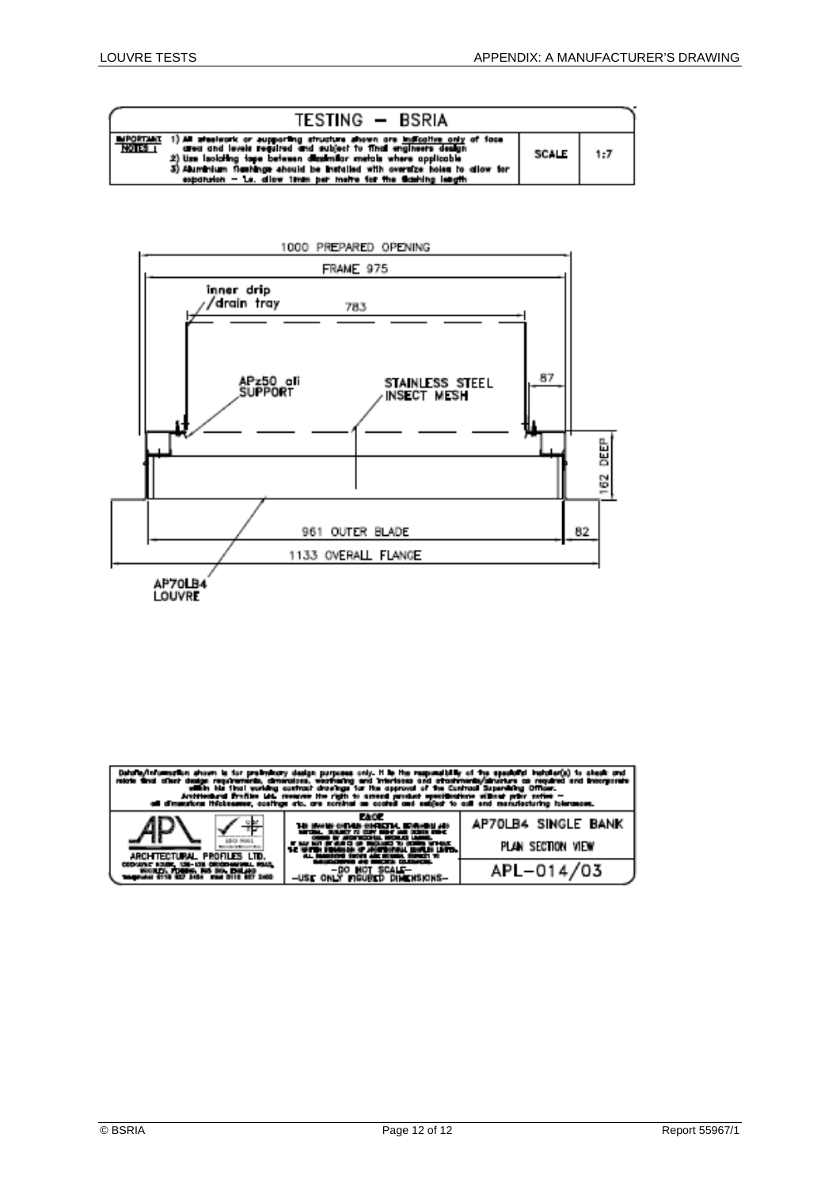TESTING — BSRIA

IMPORTANT NOTES :

1) All steelwork or supporting structure shown are indicative only of face area and levels required and subject to final engineers design
2) Use isolating tape between dissimilar metals where applicable
3) Aluminium flashings should be installed with oversize holes to allow for expansion – i.e. allow 1mm per metre for the flashing length

SCALE 1:7

1000 PREPARED OPENING

FRAME 975

inner drip /drain tray

783

APz50 ali SUPPORT

STAINLESS STEEL INSECT MESH

87

162 DEEP

961 OUTER BLADE

82

1133 OVERALL FLANGE

AP70LB4 LOUVRE

Details/Information shown is for preliminary design purposes only. It is the responsibility of the specialist installer(s) to check and relate final client design requirements, dimensions, weathering and interfaces and attachments/structure as required and incorporate within his final working contract drawings for the approval of the Contract Supervising Officer.
Architectural Profiles Ltd. reserve the right to amend product specifications without prior notice – all dimensions thicknesses, coatings etc. are nominal as cooled and subject to coil and manufacturing tolerances.

ARCHITECTURAL PROFILES LTD.

-DO NOT SCALE-
-USE ONLY FIGURED DIMENSIONS-

AP70LB4 SINGLE BANK

PLAN SECTION VIEW

APL–014/03